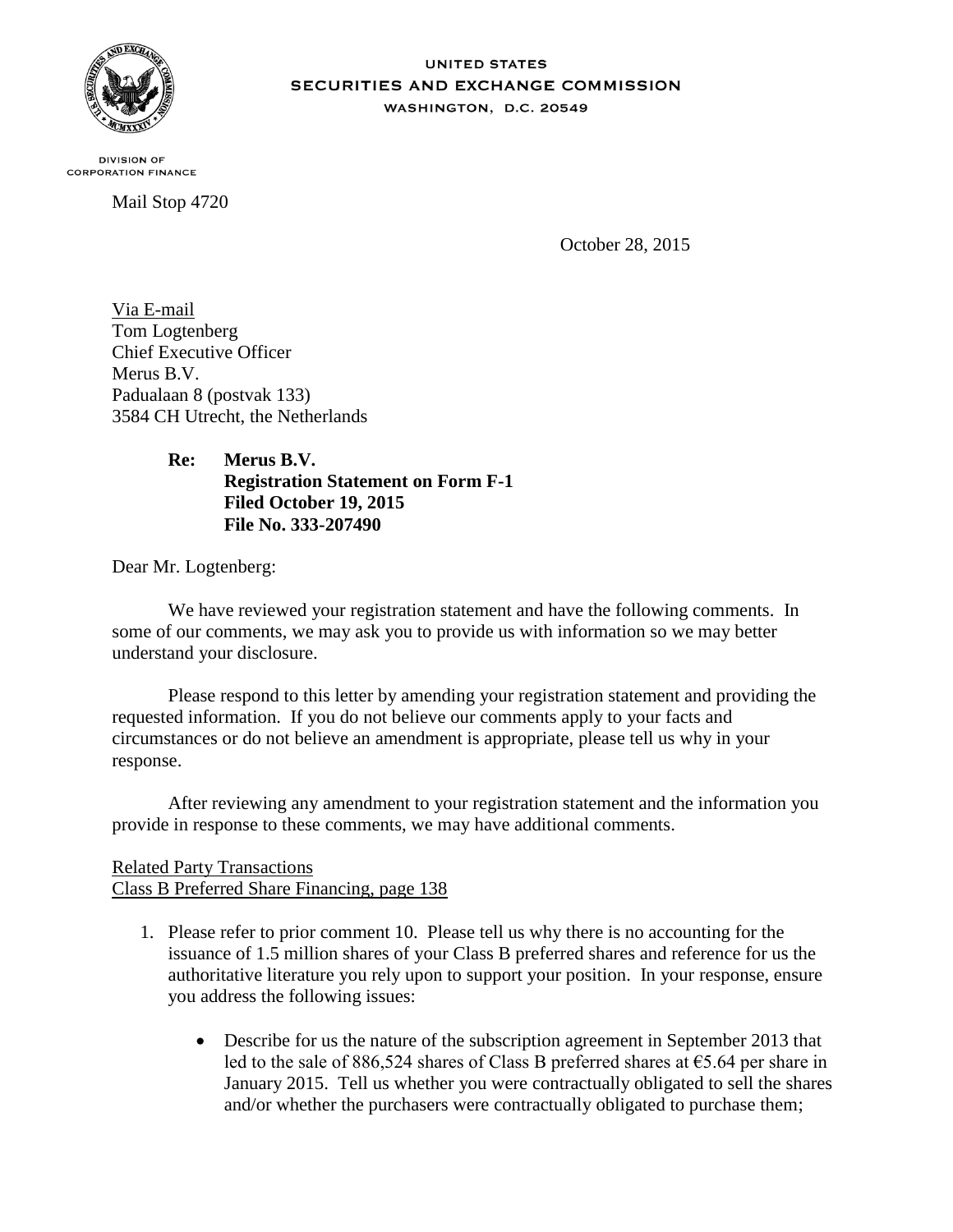UNITED STATES
SECURITIES AND EXCHANGE COMMISSION
WASHINGTON, D.C. 20549

DIVISION OF
CORPORATION FINANCE

Mail Stop 4720

October 28, 2015

Via E-mail
Tom Logtenberg
Chief Executive Officer
Merus B.V.
Padualaan 8 (postvak 133)
3584 CH Utrecht, the Netherlands

**Re: Merus B.V.**
**Registration Statement on Form F-1**
**Filed October 19, 2015**
**File No. 333-207490**

Dear Mr. Logtenberg:

We have reviewed your registration statement and have the following comments. In some of our comments, we may ask you to provide us with information so we may better understand your disclosure.

Please respond to this letter by amending your registration statement and providing the requested information. If you do not believe our comments apply to your facts and circumstances or do not believe an amendment is appropriate, please tell us why in your response.

After reviewing any amendment to your registration statement and the information you provide in response to these comments, we may have additional comments.

Related Party Transactions
Class B Preferred Share Financing, page 138

1. Please refer to prior comment 10. Please tell us why there is no accounting for the issuance of 1.5 million shares of your Class B preferred shares and reference for us the authoritative literature you rely upon to support your position. In your response, ensure you address the following issues:

   - Describe for us the nature of the subscription agreement in September 2013 that led to the sale of 886,524 shares of Class B preferred shares at €5.64 per share in January 2015. Tell us whether you were contractually obligated to sell the shares and/or whether the purchasers were contractually obligated to purchase them;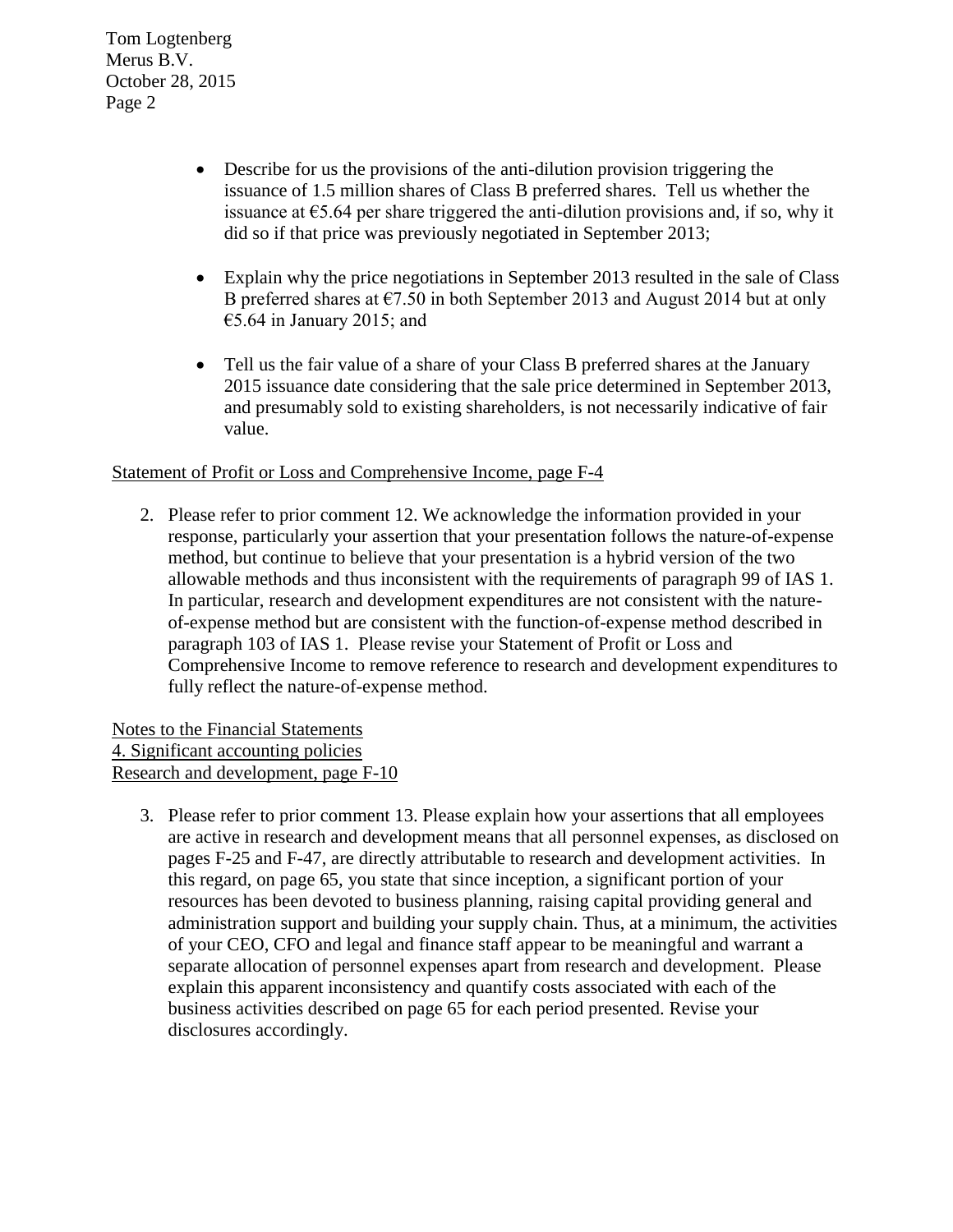- Describe for us the provisions of the anti-dilution provision triggering the issuance of 1.5 million shares of Class B preferred shares. Tell us whether the issuance at €5.64 per share triggered the anti-dilution provisions and, if so, why it did so if that price was previously negotiated in September 2013;

- Explain why the price negotiations in September 2013 resulted in the sale of Class B preferred shares at €7.50 in both September 2013 and August 2014 but at only €5.64 in January 2015; and

- Tell us the fair value of a share of your Class B preferred shares at the January 2015 issuance date considering that the sale price determined in September 2013, and presumably sold to existing shareholders, is not necessarily indicative of fair value.

Statement of Profit or Loss and Comprehensive Income, page F-4

2. Please refer to prior comment 12. We acknowledge the information provided in your response, particularly your assertion that your presentation follows the nature-of-expense method, but continue to believe that your presentation is a hybrid version of the two allowable methods and thus inconsistent with the requirements of paragraph 99 of IAS 1. In particular, research and development expenditures are not consistent with the nature-of-expense method but are consistent with the function-of-expense method described in paragraph 103 of IAS 1. Please revise your Statement of Profit or Loss and Comprehensive Income to remove reference to research and development expenditures to fully reflect the nature-of-expense method.

Notes to the Financial Statements
4. Significant accounting policies
Research and development, page F-10

3. Please refer to prior comment 13. Please explain how your assertions that all employees are active in research and development means that all personnel expenses, as disclosed on pages F-25 and F-47, are directly attributable to research and development activities. In this regard, on page 65, you state that since inception, a significant portion of your resources has been devoted to business planning, raising capital providing general and administration support and building your supply chain. Thus, at a minimum, the activities of your CEO, CFO and legal and finance staff appear to be meaningful and warrant a separate allocation of personnel expenses apart from research and development. Please explain this apparent inconsistency and quantify costs associated with each of the business activities described on page 65 for each period presented. Revise your disclosures accordingly.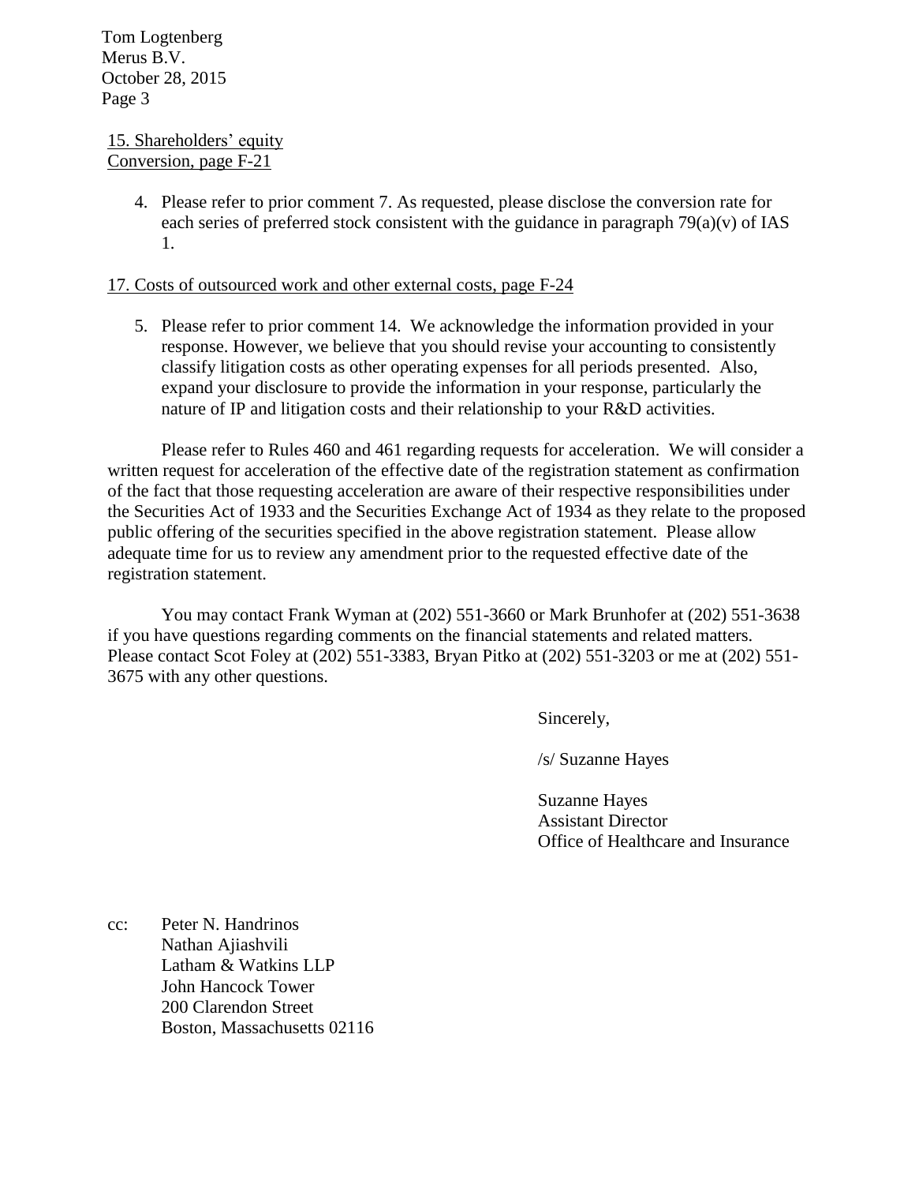15. Shareholders' equity
Conversion, page F-21

4. Please refer to prior comment 7. As requested, please disclose the conversion rate for each series of preferred stock consistent with the guidance in paragraph 79(a)(v) of IAS 1.

17. Costs of outsourced work and other external costs, page F-24

5. Please refer to prior comment 14. We acknowledge the information provided in your response. However, we believe that you should revise your accounting to consistently classify litigation costs as other operating expenses for all periods presented. Also, expand your disclosure to provide the information in your response, particularly the nature of IP and litigation costs and their relationship to your R&D activities.

Please refer to Rules 460 and 461 regarding requests for acceleration. We will consider a written request for acceleration of the effective date of the registration statement as confirmation of the fact that those requesting acceleration are aware of their respective responsibilities under the Securities Act of 1933 and the Securities Exchange Act of 1934 as they relate to the proposed public offering of the securities specified in the above registration statement. Please allow adequate time for us to review any amendment prior to the requested effective date of the registration statement.

You may contact Frank Wyman at (202) 551-3660 or Mark Brunhofer at (202) 551-3638 if you have questions regarding comments on the financial statements and related matters. Please contact Scot Foley at (202) 551-3383, Bryan Pitko at (202) 551-3203 or me at (202) 551-3675 with any other questions.

Sincerely,

/s/ Suzanne Hayes

Suzanne Hayes
Assistant Director
Office of Healthcare and Insurance

cc: Peter N. Handrinos
Nathan Ajiashvili
Latham & Watkins LLP
John Hancock Tower
200 Clarendon Street
Boston, Massachusetts 02116